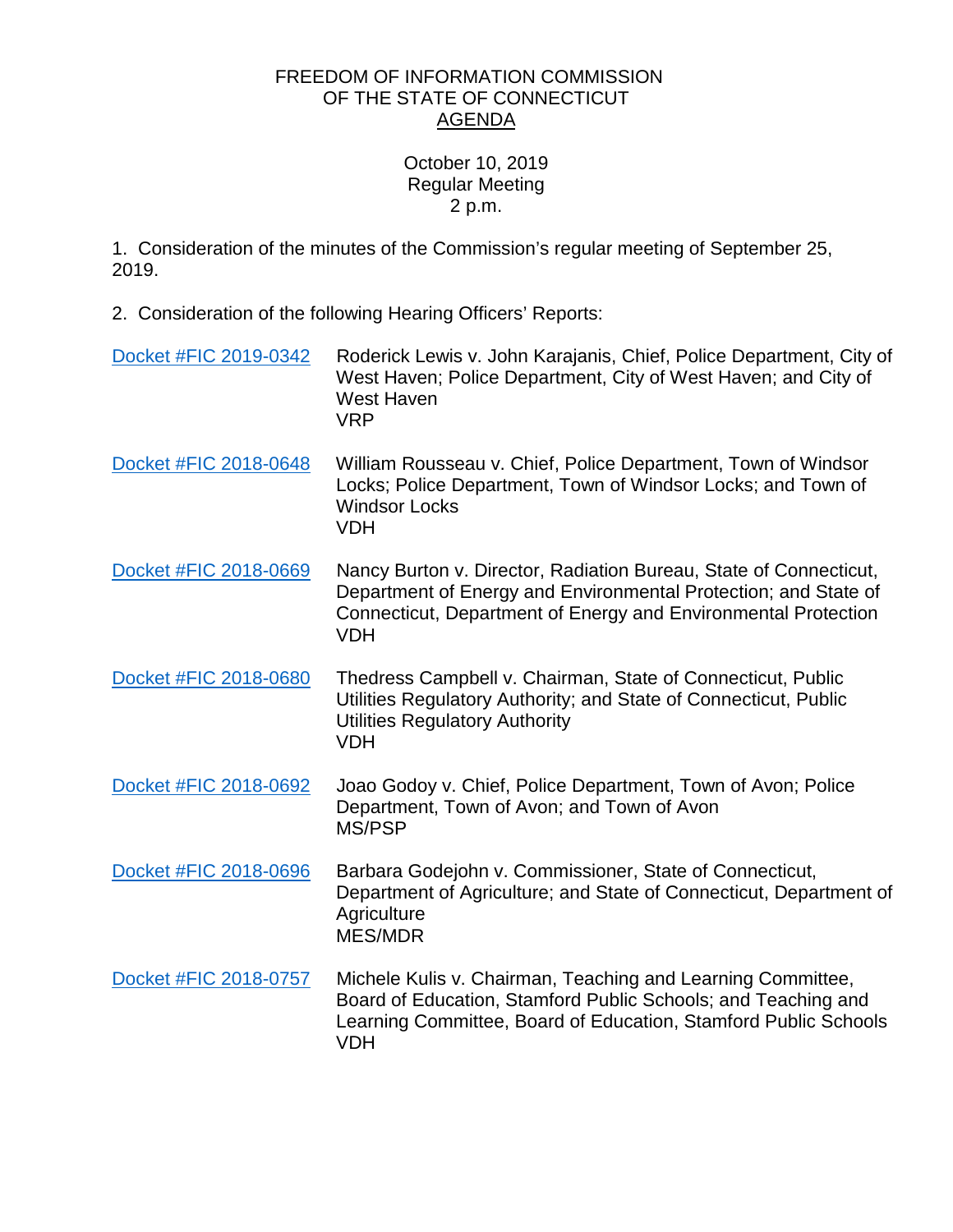FREEDOM OF INFORMATION COMMISSION
OF THE STATE OF CONNECTICUT
AGENDA

October 10, 2019
Regular Meeting
2 p.m.

1. Consideration of the minutes of the Commission's regular meeting of September 25, 2019.

2. Consideration of the following Hearing Officers' Reports:

| | |
|---|---|
| Docket #FIC 2019-0342 | Roderick Lewis v. John Karajanis, Chief, Police Department, City of West Haven; Police Department, City of West Haven; and City of West Haven<br>VRP |
| Docket #FIC 2018-0648 | William Rousseau v. Chief, Police Department, Town of Windsor Locks; Police Department, Town of Windsor Locks; and Town of Windsor Locks<br>VDH |
| Docket #FIC 2018-0669 | Nancy Burton v. Director, Radiation Bureau, State of Connecticut, Department of Energy and Environmental Protection; and State of Connecticut, Department of Energy and Environmental Protection<br>VDH |
| Docket #FIC 2018-0680 | Thedress Campbell v. Chairman, State of Connecticut, Public Utilities Regulatory Authority; and State of Connecticut, Public Utilities Regulatory Authority<br>VDH |
| Docket #FIC 2018-0692 | Joao Godoy v. Chief, Police Department, Town of Avon; Police Department, Town of Avon; and Town of Avon<br>MS/PSP |
| Docket #FIC 2018-0696 | Barbara Godejohn v. Commissioner, State of Connecticut, Department of Agriculture; and State of Connecticut, Department of Agriculture<br>MES/MDR |
| Docket #FIC 2018-0757 | Michele Kulis v. Chairman, Teaching and Learning Committee, Board of Education, Stamford Public Schools; and Teaching and Learning Committee, Board of Education, Stamford Public Schools<br>VDH |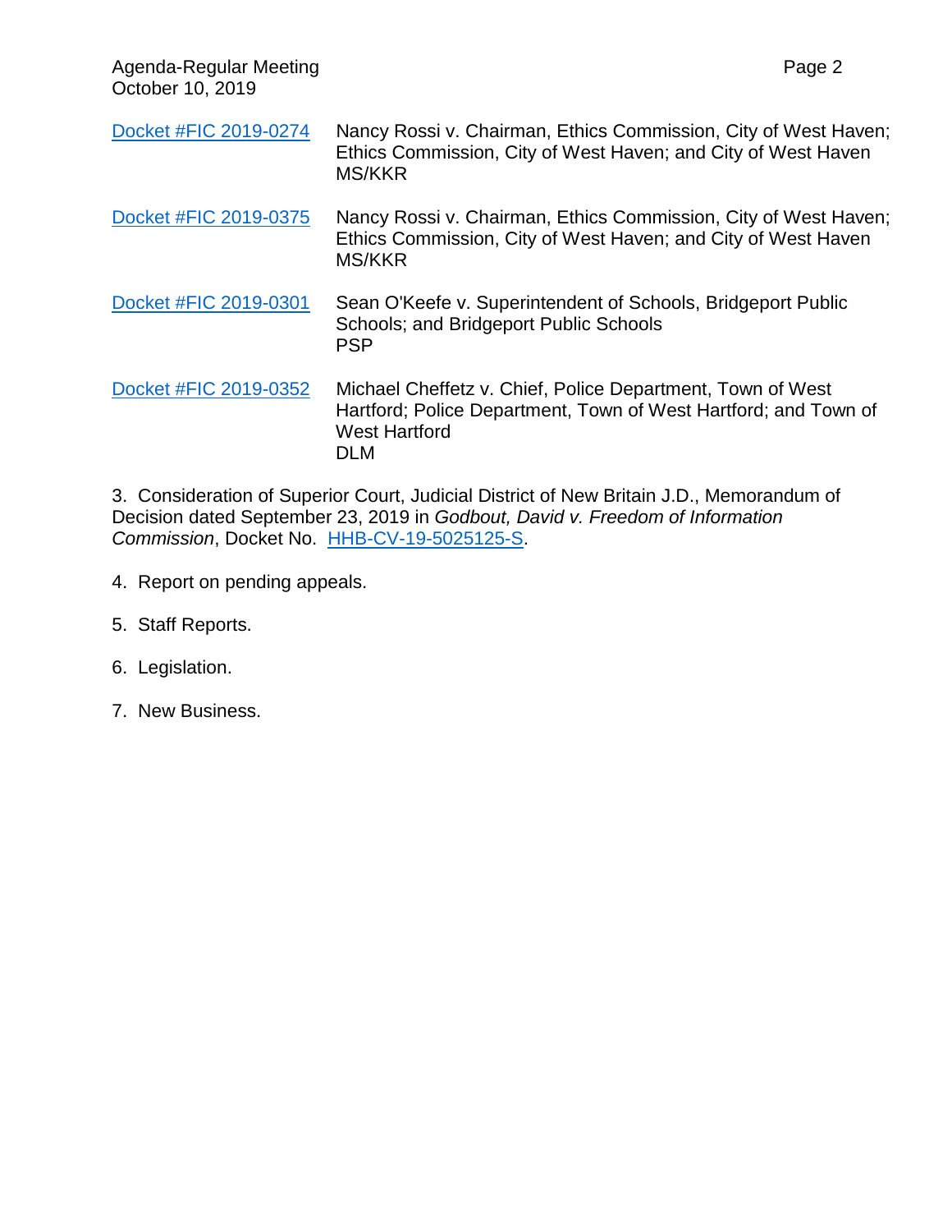Docket #FIC 2019-0274 — Nancy Rossi v. Chairman, Ethics Commission, City of West Haven; Ethics Commission, City of West Haven; and City of West Haven
MS/KKR

Docket #FIC 2019-0375 — Nancy Rossi v. Chairman, Ethics Commission, City of West Haven; Ethics Commission, City of West Haven; and City of West Haven
MS/KKR

Docket #FIC 2019-0301 — Sean O'Keefe v. Superintendent of Schools, Bridgeport Public Schools; and Bridgeport Public Schools
PSP

Docket #FIC 2019-0352 — Michael Cheffetz v. Chief, Police Department, Town of West Hartford; Police Department, Town of West Hartford; and Town of West Hartford
DLM

3. Consideration of Superior Court, Judicial District of New Britain J.D., Memorandum of Decision dated September 23, 2019 in *Godbout, David v. Freedom of Information Commission*, Docket No. HHB-CV-19-5025125-S.

4. Report on pending appeals.

5. Staff Reports.

6. Legislation.

7. New Business.